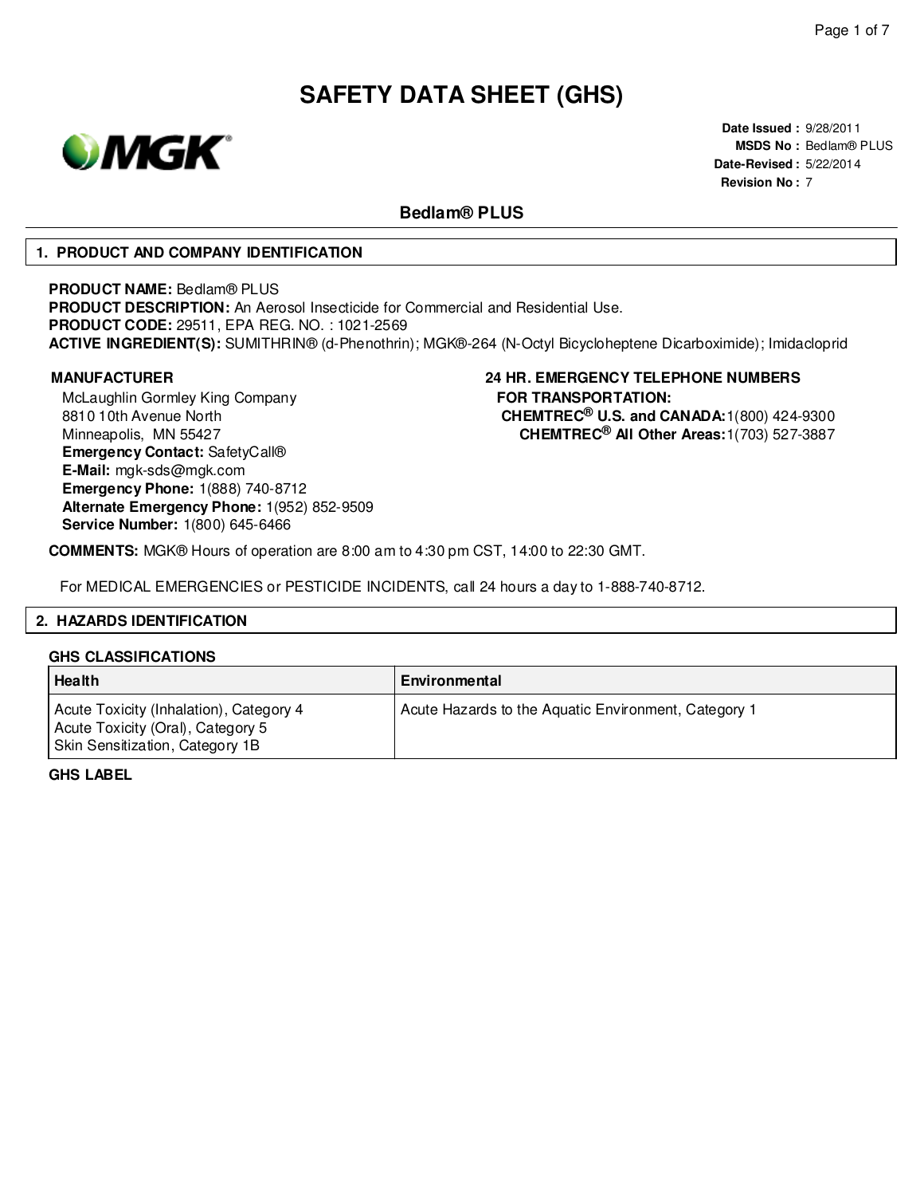# SAFETY DATA SHEET (GHS)

**Date Issued :** 9/28/2011
**MSDS No :** Bedlam® PLUS
**Date-Revised :** 5/22/2014
**Revision No :** 7

## Bedlam® PLUS

## 1. PRODUCT AND COMPANY IDENTIFICATION

**PRODUCT NAME:** Bedlam® PLUS
**PRODUCT DESCRIPTION:** An Aerosol Insecticide for Commercial and Residential Use.
**PRODUCT CODE:** 29511, EPA REG. NO. : 1021-2569
**ACTIVE INGREDIENT(S):** SUMITHRIN® (d-Phenothrin); MGK®-264 (N-Octyl Bicycloheptene Dicarboximide); Imidacloprid

**MANUFACTURER**
McLaughlin Gormley King Company
8810 10th Avenue North
Minneapolis, MN 55427
**Emergency Contact:** SafetyCall®
**E-Mail:** mgk-sds@mgk.com
**Emergency Phone:** 1(888) 740-8712
**Alternate Emergency Phone:** 1(952) 852-9509
**Service Number:** 1(800) 645-6466

**24 HR. EMERGENCY TELEPHONE NUMBERS**
**FOR TRANSPORTATION:**
**CHEMTREC® U.S. and CANADA:** 1(800) 424-9300
**CHEMTREC® All Other Areas:** 1(703) 527-3887

**COMMENTS:** MGK® Hours of operation are 8:00 am to 4:30 pm CST, 14:00 to 22:30 GMT.

For MEDICAL EMERGENCIES or PESTICIDE INCIDENTS, call 24 hours a day to 1-888-740-8712.

## 2. HAZARDS IDENTIFICATION

**GHS CLASSIFICATIONS**

| Health | Environmental |
|---|---|
| Acute Toxicity (Inhalation), Category 4<br>Acute Toxicity (Oral), Category 5<br>Skin Sensitization, Category 1B | Acute Hazards to the Aquatic Environment, Category 1 |

**GHS LABEL**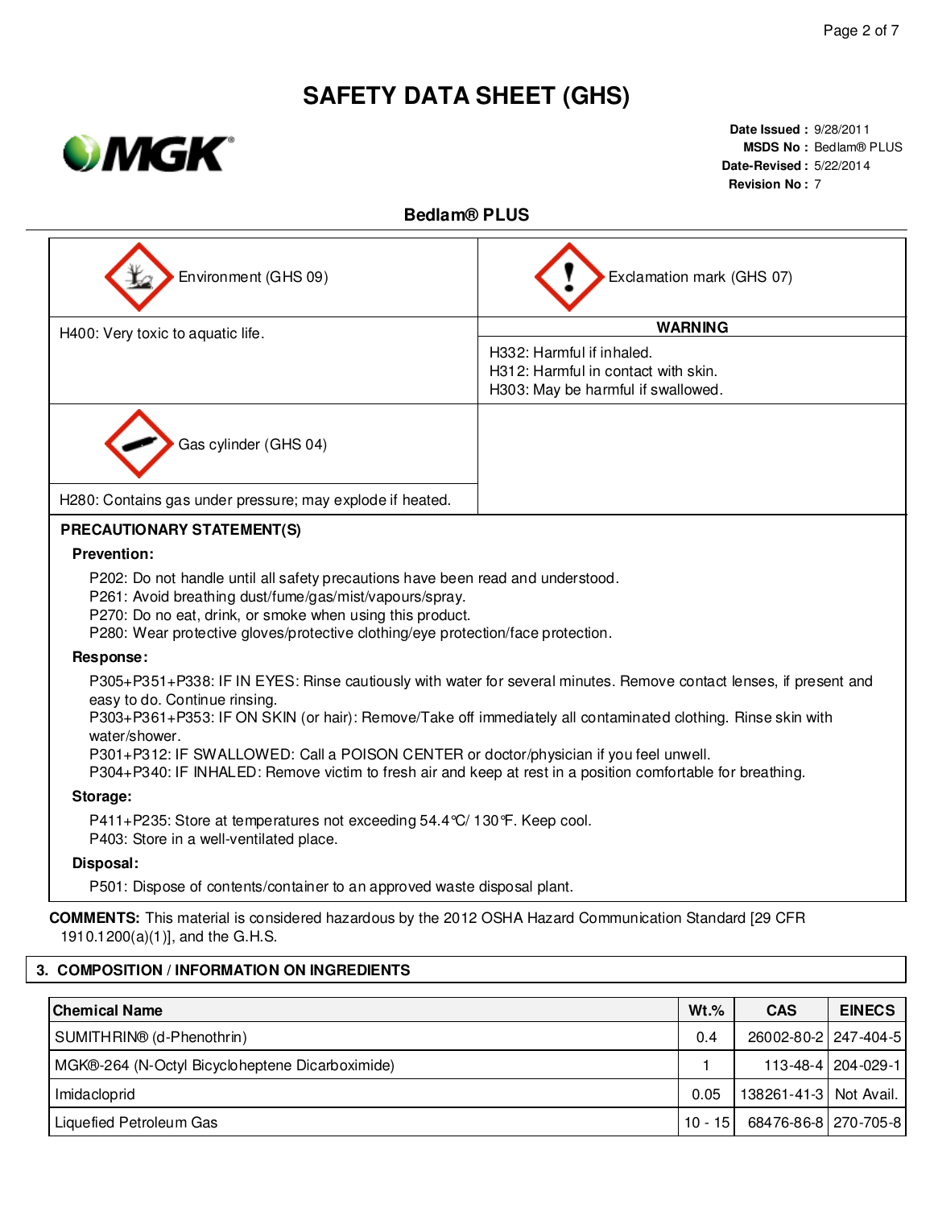# SAFETY DATA SHEET (GHS)

**Date Issued :** 9/28/2011
**MSDS No :** Bedlam® PLUS
**Date-Revised :** 5/22/2014
**Revision No :** 7

## Bedlam® PLUS

| Environment (GHS 09) | Exclamation mark (GHS 07) |
| --- | --- |
| H400: Very toxic to aquatic life. | **WARNING**<br>H332: Harmful if inhaled.<br>H312: Harmful in contact with skin.<br>H303: May be harmful if swallowed. |
| Gas cylinder (GHS 04) | |
| H280: Contains gas under pressure; may explode if heated. | |

**PRECAUTIONARY STATEMENT(S)**

**Prevention:**

P202: Do not handle until all safety precautions have been read and understood.
P261: Avoid breathing dust/fume/gas/mist/vapours/spray.
P270: Do no eat, drink, or smoke when using this product.
P280: Wear protective gloves/protective clothing/eye protection/face protection.

**Response:**

P305+P351+P338: IF IN EYES: Rinse cautiously with water for several minutes. Remove contact lenses, if present and easy to do. Continue rinsing.
P303+P361+P353: IF ON SKIN (or hair): Remove/Take off immediately all contaminated clothing. Rinse skin with water/shower.
P301+P312: IF SWALLOWED: Call a POISON CENTER or doctor/physician if you feel unwell.
P304+P340: IF INHALED: Remove victim to fresh air and keep at rest in a position comfortable for breathing.

**Storage:**

P411+P235: Store at temperatures not exceeding 54.4°C/ 130°F. Keep cool.
P403: Store in a well-ventilated place.

**Disposal:**

P501: Dispose of contents/container to an approved waste disposal plant.

**COMMENTS:** This material is considered hazardous by the 2012 OSHA Hazard Communication Standard [29 CFR 1910.1200(a)(1)], and the G.H.S.

## 3. COMPOSITION / INFORMATION ON INGREDIENTS

| Chemical Name | Wt.% | CAS | EINECS |
| --- | --- | --- | --- |
| SUMITHRIN® (d-Phenothrin) | 0.4 | 26002-80-2 | 247-404-5 |
| MGK®-264 (N-Octyl Bicycloheptene Dicarboximide) | 1 | 113-48-4 | 204-029-1 |
| Imidacloprid | 0.05 | 138261-41-3 | Not Avail. |
| Liquefied Petroleum Gas | 10 - 15 | 68476-86-8 | 270-705-8 |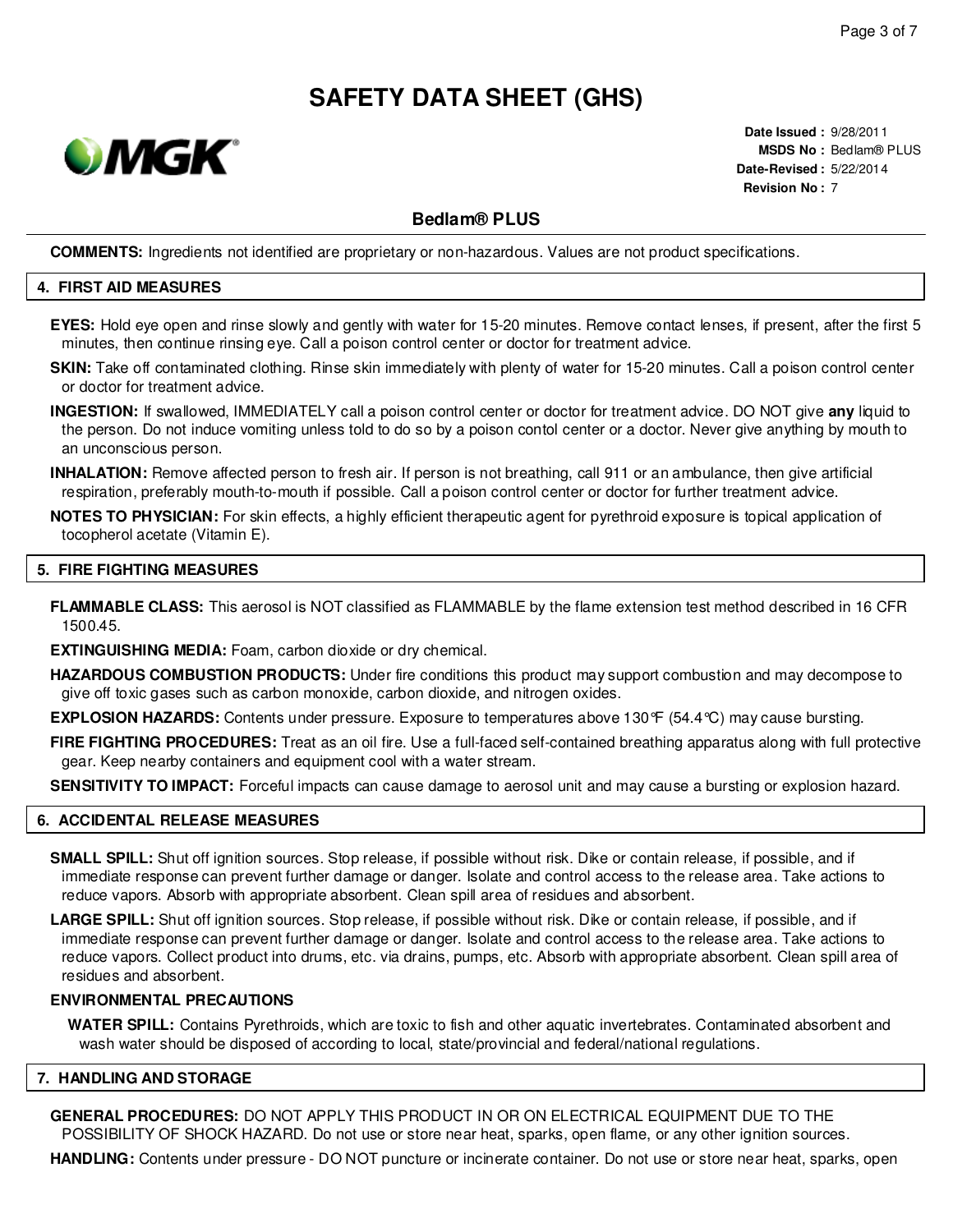# SAFETY DATA SHEET (GHS)

**Date Issued :** 9/28/2011
**MSDS No :** Bedlam® PLUS
**Date-Revised :** 5/22/2014
**Revision No :** 7

## Bedlam® PLUS

**COMMENTS:** Ingredients not identified are proprietary or non-hazardous. Values are not product specifications.

## 4. FIRST AID MEASURES

**EYES:** Hold eye open and rinse slowly and gently with water for 15-20 minutes. Remove contact lenses, if present, after the first 5 minutes, then continue rinsing eye. Call a poison control center or doctor for treatment advice.

**SKIN:** Take off contaminated clothing. Rinse skin immediately with plenty of water for 15-20 minutes. Call a poison control center or doctor for treatment advice.

**INGESTION:** If swallowed, IMMEDIATELY call a poison control center or doctor for treatment advice. DO NOT give **any** liquid to the person. Do not induce vomiting unless told to do so by a poison contol center or a doctor. Never give anything by mouth to an unconscious person.

**INHALATION:** Remove affected person to fresh air. If person is not breathing, call 911 or an ambulance, then give artificial respiration, preferably mouth-to-mouth if possible. Call a poison control center or doctor for further treatment advice.

**NOTES TO PHYSICIAN:** For skin effects, a highly efficient therapeutic agent for pyrethroid exposure is topical application of tocopherol acetate (Vitamin E).

## 5. FIRE FIGHTING MEASURES

**FLAMMABLE CLASS:** This aerosol is NOT classified as FLAMMABLE by the flame extension test method described in 16 CFR 1500.45.

**EXTINGUISHING MEDIA:** Foam, carbon dioxide or dry chemical.

**HAZARDOUS COMBUSTION PRODUCTS:** Under fire conditions this product may support combustion and may decompose to give off toxic gases such as carbon monoxide, carbon dioxide, and nitrogen oxides.

**EXPLOSION HAZARDS:** Contents under pressure. Exposure to temperatures above 130°F (54.4°C) may cause bursting.

**FIRE FIGHTING PROCEDURES:** Treat as an oil fire. Use a full-faced self-contained breathing apparatus along with full protective gear. Keep nearby containers and equipment cool with a water stream.

**SENSITIVITY TO IMPACT:** Forceful impacts can cause damage to aerosol unit and may cause a bursting or explosion hazard.

## 6. ACCIDENTAL RELEASE MEASURES

**SMALL SPILL:** Shut off ignition sources. Stop release, if possible without risk. Dike or contain release, if possible, and if immediate response can prevent further damage or danger. Isolate and control access to the release area. Take actions to reduce vapors. Absorb with appropriate absorbent. Clean spill area of residues and absorbent.

**LARGE SPILL:** Shut off ignition sources. Stop release, if possible without risk. Dike or contain release, if possible, and if immediate response can prevent further damage or danger. Isolate and control access to the release area. Take actions to reduce vapors. Collect product into drums, etc. via drains, pumps, etc. Absorb with appropriate absorbent. Clean spill area of residues and absorbent.

**ENVIRONMENTAL PRECAUTIONS**

**WATER SPILL:** Contains Pyrethroids, which are toxic to fish and other aquatic invertebrates. Contaminated absorbent and wash water should be disposed of according to local, state/provincial and federal/national regulations.

## 7. HANDLING AND STORAGE

**GENERAL PROCEDURES:** DO NOT APPLY THIS PRODUCT IN OR ON ELECTRICAL EQUIPMENT DUE TO THE POSSIBILITY OF SHOCK HAZARD. Do not use or store near heat, sparks, open flame, or any other ignition sources.

**HANDLING:** Contents under pressure - DO NOT puncture or incinerate container. Do not use or store near heat, sparks, open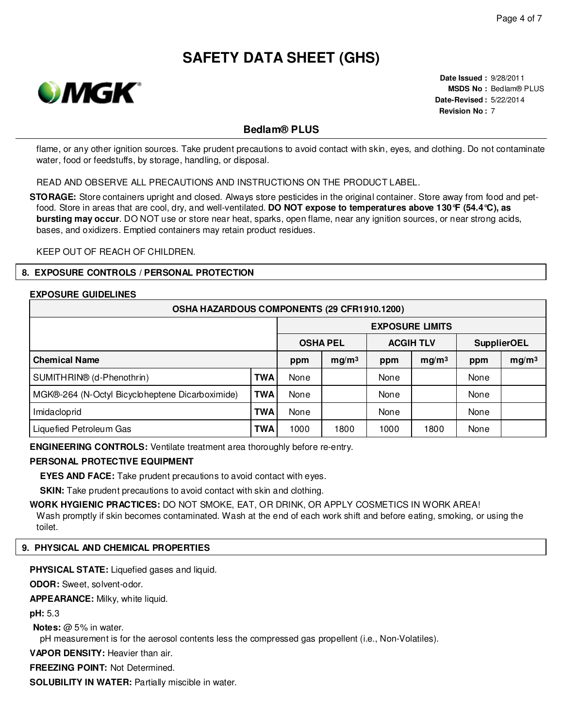# SAFETY DATA SHEET (GHS)

**Date Issued :** 9/28/2011
**MSDS No :** Bedlam® PLUS
**Date-Revised :** 5/22/2014
**Revision No :** 7

## Bedlam® PLUS

flame, or any other ignition sources. Take prudent precautions to avoid contact with skin, eyes, and clothing. Do not contaminate water, food or feedstuffs, by storage, handling, or disposal.

READ AND OBSERVE ALL PRECAUTIONS AND INSTRUCTIONS ON THE PRODUCT LABEL.

**STORAGE:** Store containers upright and closed. Always store pesticides in the original container. Store away from food and pet-food. Store in areas that are cool, dry, and well-ventilated. **DO NOT expose to temperatures above 130°F (54.4°C), as bursting may occur**. DO NOT use or store near heat, sparks, open flame, near any ignition sources, or near strong acids, bases, and oxidizers. Emptied containers may retain product residues.

KEEP OUT OF REACH OF CHILDREN.

## 8. EXPOSURE CONTROLS / PERSONAL PROTECTION

**EXPOSURE GUIDELINES**

| OSHA HAZARDOUS COMPONENTS (29 CFR1910.1200) | | | | | | | | |
|---|---|---|---|---|---|---|---|---|
| | | EXPOSURE LIMITS | | | | | | |
| | | OSHA PEL | | ACGIH TLV | | SupplierOEL | | |
| **Chemical Name** | | **ppm** | **mg/m³** | **ppm** | **mg/m³** | **ppm** | **mg/m³** | |
| SUMITHRIN® (d-Phenothrin) | **TWA** | None | | None | | None | | |
| MGK®-264 (N-Octyl Bicycloheptene Dicarboximide) | **TWA** | None | | None | | None | | |
| Imidacloprid | **TWA** | None | | None | | None | | |
| Liquefied Petroleum Gas | **TWA** | 1000 | 1800 | 1000 | 1800 | None | | |

**ENGINEERING CONTROLS:** Ventilate treatment area thoroughly before re-entry.

**PERSONAL PROTECTIVE EQUIPMENT**

**EYES AND FACE:** Take prudent precautions to avoid contact with eyes.

**SKIN:** Take prudent precautions to avoid contact with skin and clothing.

**WORK HYGIENIC PRACTICES:** DO NOT SMOKE, EAT, OR DRINK, OR APPLY COSMETICS IN WORK AREA! Wash promptly if skin becomes contaminated. Wash at the end of each work shift and before eating, smoking, or using the toilet.

## 9. PHYSICAL AND CHEMICAL PROPERTIES

**PHYSICAL STATE:** Liquefied gases and liquid.

**ODOR:** Sweet, solvent-odor.

**APPEARANCE:** Milky, white liquid.

**pH:** 5.3

**Notes:** @ 5% in water.
pH measurement is for the aerosol contents less the compressed gas propellent (i.e., Non-Volatiles).

**VAPOR DENSITY:** Heavier than air.

**FREEZING POINT:** Not Determined.

**SOLUBILITY IN WATER:** Partially miscible in water.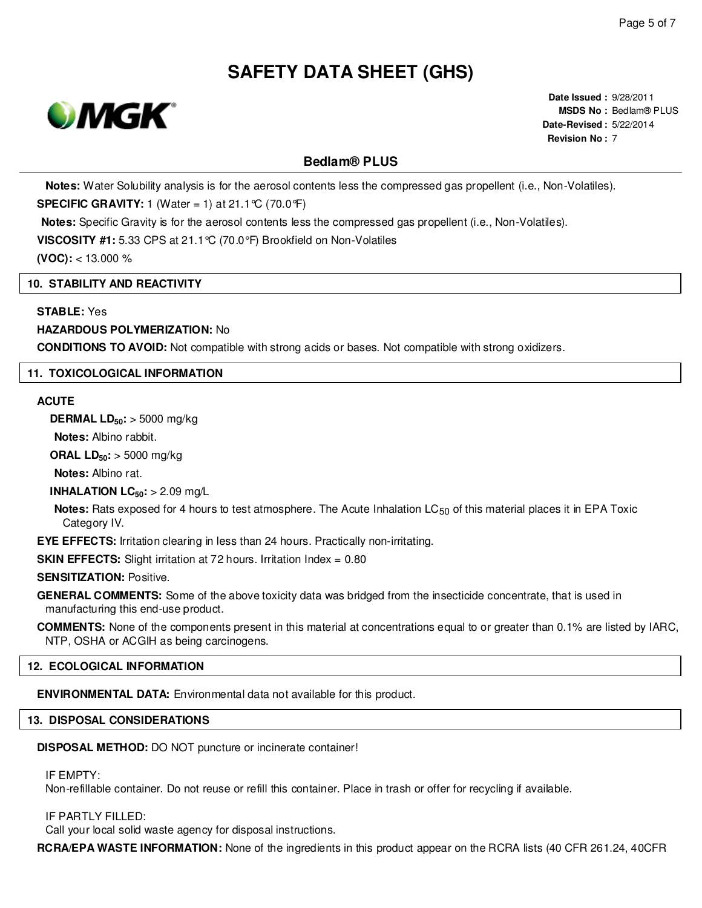**Notes:** Water Solubility analysis is for the aerosol contents less the compressed gas propellent (i.e., Non-Volatiles).

**SPECIFIC GRAVITY:** 1 (Water = 1) at 21.1℃ (70.0℉)

**Notes:** Specific Gravity is for the aerosol contents less the compressed gas propellent (i.e., Non-Volatiles).

**VISCOSITY #1:** 5.33 CPS at 21.1℃ (70.0°F) Brookfield on Non-Volatiles

**(VOC):** < 13.000 %

## 10. STABILITY AND REACTIVITY

**STABLE:** Yes

**HAZARDOUS POLYMERIZATION:** No

**CONDITIONS TO AVOID:** Not compatible with strong acids or bases. Not compatible with strong oxidizers.

## 11. TOXICOLOGICAL INFORMATION

**ACUTE**

**DERMAL $LD_{50}$:** > 5000 mg/kg

**Notes:** Albino rabbit.

**ORAL $LD_{50}$:** > 5000 mg/kg

**Notes:** Albino rat.

**INHALATION $LC_{50}$:** > 2.09 mg/L

**Notes:** Rats exposed for 4 hours to test atmosphere. The Acute Inhalation $LC_{50}$ of this material places it in EPA Toxic Category IV.

**EYE EFFECTS:** Irritation clearing in less than 24 hours. Practically non-irritating.

**SKIN EFFECTS:** Slight irritation at 72 hours. Irritation Index = 0.80

**SENSITIZATION:** Positive.

**GENERAL COMMENTS:** Some of the above toxicity data was bridged from the insecticide concentrate, that is used in manufacturing this end-use product.

**COMMENTS:** None of the components present in this material at concentrations equal to or greater than 0.1% are listed by IARC, NTP, OSHA or ACGIH as being carcinogens.

## 12. ECOLOGICAL INFORMATION

**ENVIRONMENTAL DATA:** Environmental data not available for this product.

## 13. DISPOSAL CONSIDERATIONS

**DISPOSAL METHOD:** DO NOT puncture or incinerate container!

IF EMPTY:
Non-refillable container. Do not reuse or refill this container. Place in trash or offer for recycling if available.

IF PARTLY FILLED:
Call your local solid waste agency for disposal instructions.

**RCRA/EPA WASTE INFORMATION:** None of the ingredients in this product appear on the RCRA lists (40 CFR 261.24, 40CFR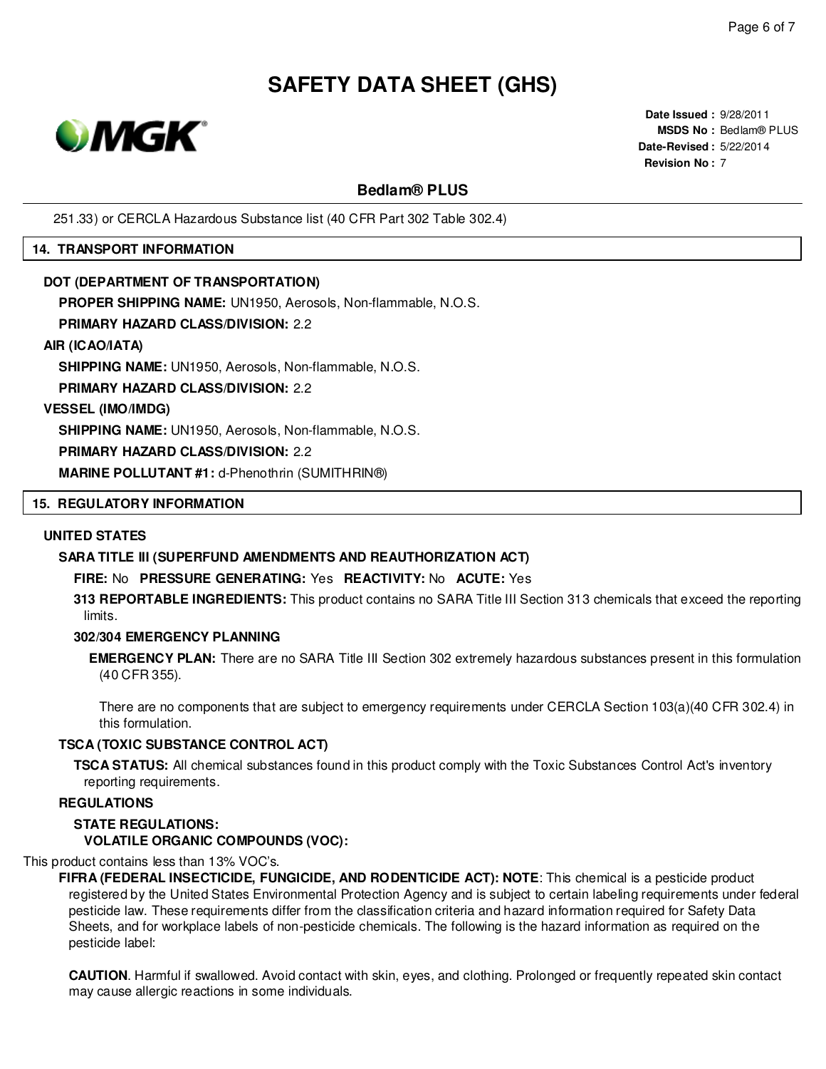251.33) or CERCLA Hazardous Substance list (40 CFR Part 302 Table 302.4)

## 14. TRANSPORT INFORMATION

**DOT (DEPARTMENT OF TRANSPORTATION)**

**PROPER SHIPPING NAME:** UN1950, Aerosols, Non-flammable, N.O.S.

**PRIMARY HAZARD CLASS/DIVISION:** 2.2

**AIR (ICAO/IATA)**

**SHIPPING NAME:** UN1950, Aerosols, Non-flammable, N.O.S.

**PRIMARY HAZARD CLASS/DIVISION:** 2.2

**VESSEL (IMO/IMDG)**

**SHIPPING NAME:** UN1950, Aerosols, Non-flammable, N.O.S.

**PRIMARY HAZARD CLASS/DIVISION:** 2.2

**MARINE POLLUTANT #1:** d-Phenothrin (SUMITHRIN®)

## 15. REGULATORY INFORMATION

**UNITED STATES**

**SARA TITLE III (SUPERFUND AMENDMENTS AND REAUTHORIZATION ACT)**

**FIRE:** No **PRESSURE GENERATING:** Yes **REACTIVITY:** No **ACUTE:** Yes

**313 REPORTABLE INGREDIENTS:** This product contains no SARA Title III Section 313 chemicals that exceed the reporting limits.

**302/304 EMERGENCY PLANNING**

**EMERGENCY PLAN:** There are no SARA Title III Section 302 extremely hazardous substances present in this formulation (40 CFR 355).

There are no components that are subject to emergency requirements under CERCLA Section 103(a)(40 CFR 302.4) in this formulation.

**TSCA (TOXIC SUBSTANCE CONTROL ACT)**

**TSCA STATUS:** All chemical substances found in this product comply with the Toxic Substances Control Act's inventory reporting requirements.

**REGULATIONS**

**STATE REGULATIONS:**

**VOLATILE ORGANIC COMPOUNDS (VOC):**

This product contains less than 13% VOC's.

**FIFRA (FEDERAL INSECTICIDE, FUNGICIDE, AND RODENTICIDE ACT): NOTE**: This chemical is a pesticide product registered by the United States Environmental Protection Agency and is subject to certain labeling requirements under federal pesticide law. These requirements differ from the classification criteria and hazard information required for Safety Data Sheets, and for workplace labels of non-pesticide chemicals. The following is the hazard information as required on the pesticide label:

**CAUTION**. Harmful if swallowed. Avoid contact with skin, eyes, and clothing. Prolonged or frequently repeated skin contact may cause allergic reactions in some individuals.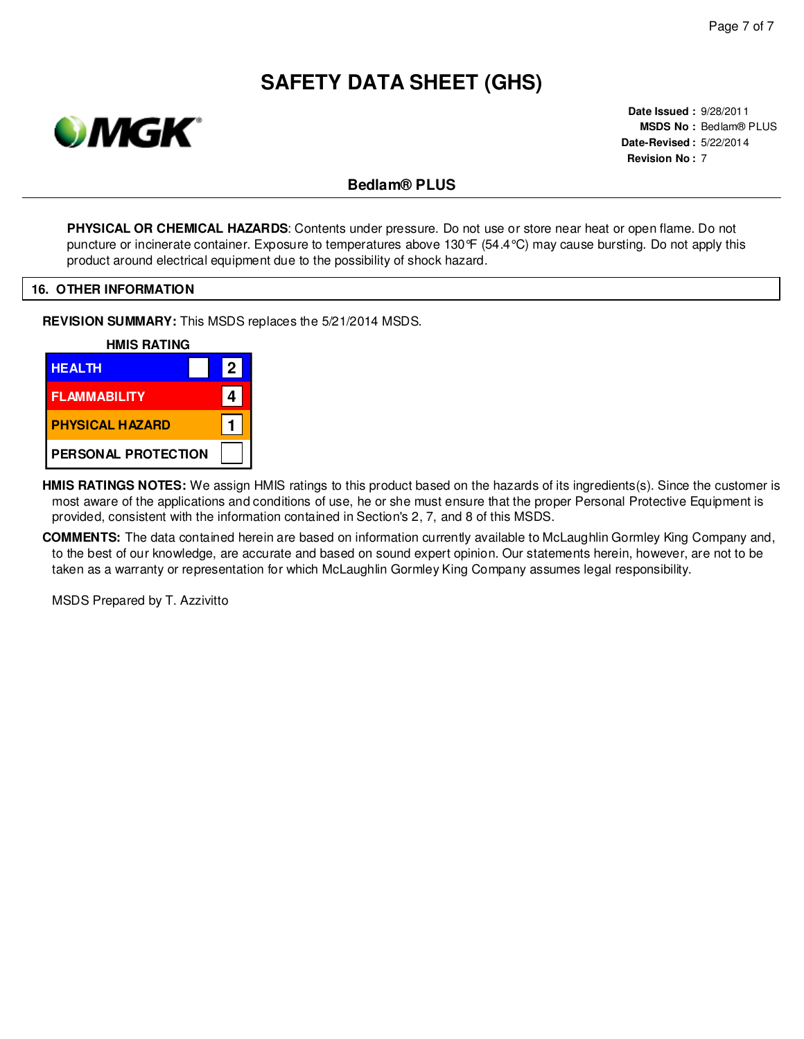# SAFETY DATA SHEET (GHS)

**Date Issued :** 9/28/2011
**MSDS No :** Bedlam® PLUS
**Date-Revised :** 5/22/2014
**Revision No :** 7

## Bedlam® PLUS

**PHYSICAL OR CHEMICAL HAZARDS**: Contents under pressure. Do not use or store near heat or open flame. Do not puncture or incinerate container. Exposure to temperatures above 130°F (54.4°C) may cause bursting. Do not apply this product around electrical equipment due to the possibility of shock hazard.

## 16. OTHER INFORMATION

**REVISION SUMMARY:** This MSDS replaces the 5/21/2014 MSDS.

**HMIS RATING**

| | | |
|---|---|---|
| HEALTH | | 2 |
| FLAMMABILITY | | 4 |
| PHYSICAL HAZARD | | 1 |
| PERSONAL PROTECTION | | |

**HMIS RATINGS NOTES:** We assign HMIS ratings to this product based on the hazards of its ingredients(s). Since the customer is most aware of the applications and conditions of use, he or she must ensure that the proper Personal Protective Equipment is provided, consistent with the information contained in Section's 2, 7, and 8 of this MSDS.

**COMMENTS:** The data contained herein are based on information currently available to McLaughlin Gormley King Company and, to the best of our knowledge, are accurate and based on sound expert opinion. Our statements herein, however, are not to be taken as a warranty or representation for which McLaughlin Gormley King Company assumes legal responsibility.

MSDS Prepared by T. Azzivitto